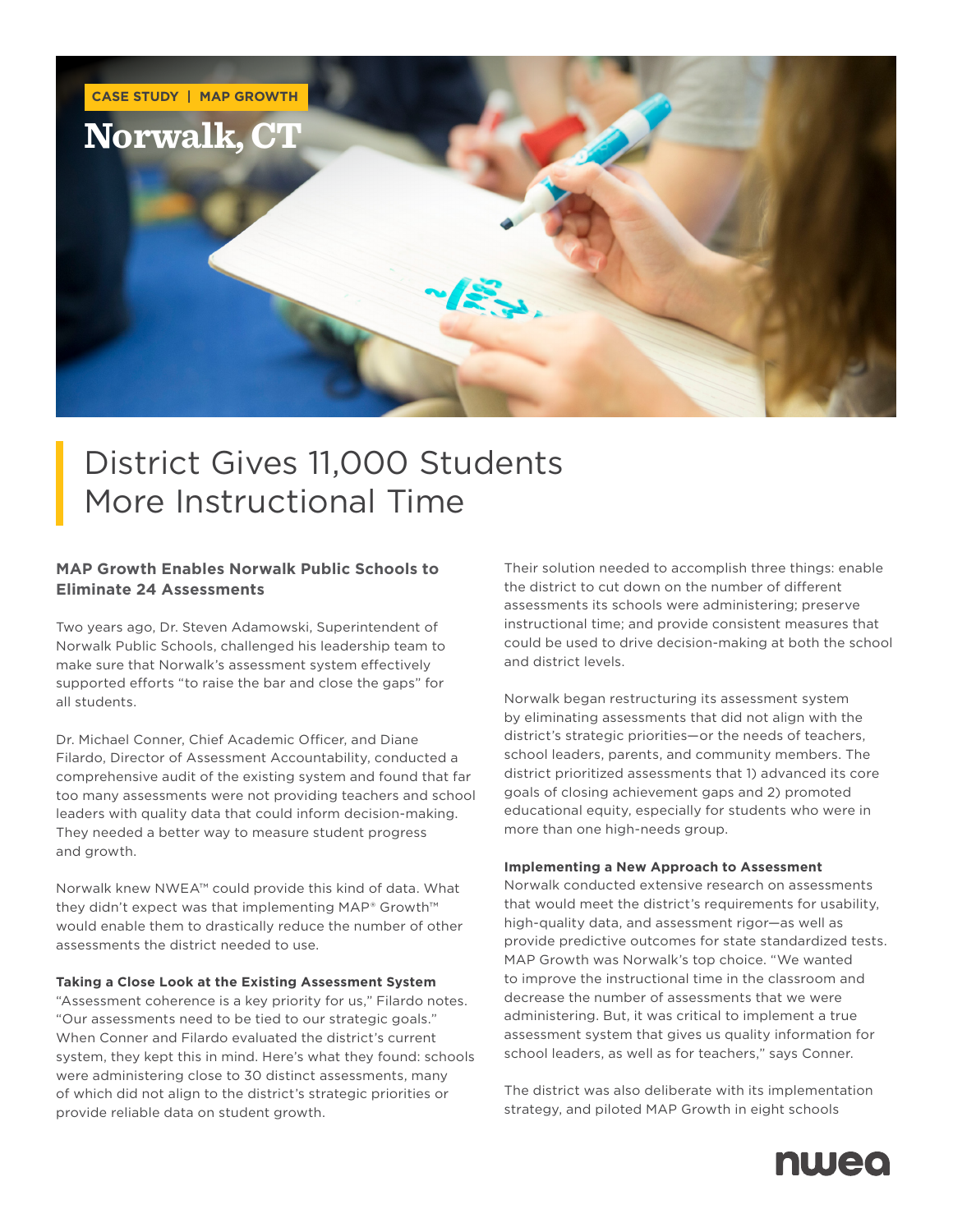CASE STUDY | MAP GROWTH

# Norwalk, CT

# District Gives 11,000 Students More Instructional Time

## MAP Growth Enables Norwalk Public Schools to Eliminate 24 Assessments

Two years ago, Dr. Steven Adamowski, Superintendent of Norwalk Public Schools, challenged his leadership team to make sure that Norwalk's assessment system effectively supported efforts "to raise the bar and close the gaps" for all students.

Dr. Michael Conner, Chief Academic Officer, and Diane Filardo, Director of Assessment Accountability, conducted a comprehensive audit of the existing system and found that far too many assessments were not providing teachers and school leaders with quality data that could inform decision-making. They needed a better way to measure student progress and growth.

Norwalk knew NWEA™ could provide this kind of data. What they didn't expect was that implementing MAP® Growth™ would enable them to drastically reduce the number of other assessments the district needed to use.

### Taking a Close Look at the Existing Assessment System

"Assessment coherence is a key priority for us," Filardo notes. "Our assessments need to be tied to our strategic goals." When Conner and Filardo evaluated the district's current system, they kept this in mind. Here's what they found: schools were administering close to 30 distinct assessments, many of which did not align to the district's strategic priorities or provide reliable data on student growth.

Their solution needed to accomplish three things: enable the district to cut down on the number of different assessments its schools were administering; preserve instructional time; and provide consistent measures that could be used to drive decision-making at both the school and district levels.

Norwalk began restructuring its assessment system by eliminating assessments that did not align with the district's strategic priorities—or the needs of teachers, school leaders, parents, and community members. The district prioritized assessments that 1) advanced its core goals of closing achievement gaps and 2) promoted educational equity, especially for students who were in more than one high-needs group.

### Implementing a New Approach to Assessment

Norwalk conducted extensive research on assessments that would meet the district's requirements for usability, high-quality data, and assessment rigor—as well as provide predictive outcomes for state standardized tests. MAP Growth was Norwalk's top choice. "We wanted to improve the instructional time in the classroom and decrease the number of assessments that we were administering. But, it was critical to implement a true assessment system that gives us quality information for school leaders, as well as for teachers," says Conner.

The district was also deliberate with its implementation strategy, and piloted MAP Growth in eight schools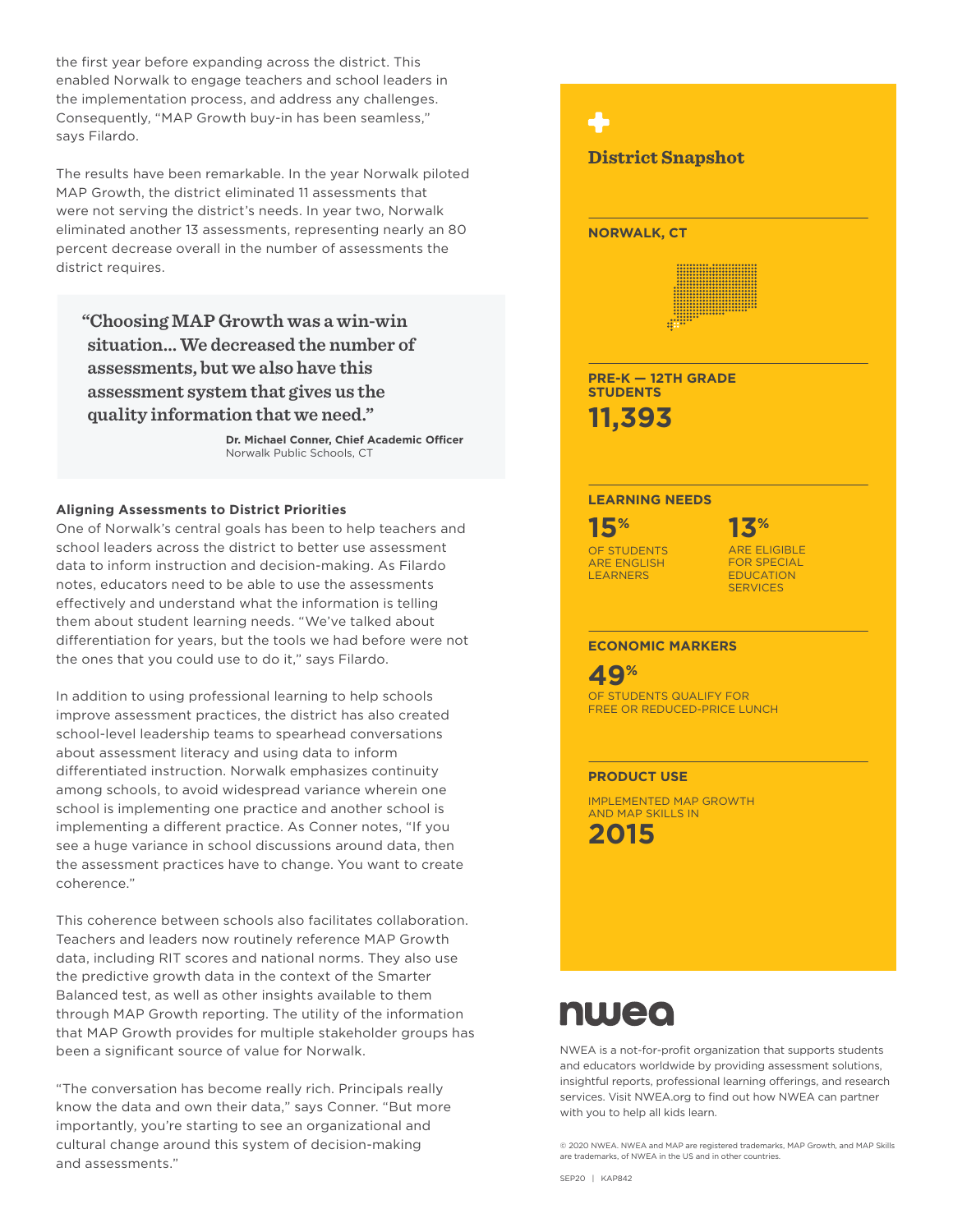the first year before expanding across the district. This enabled Norwalk to engage teachers and school leaders in the implementation process, and address any challenges. Consequently, "MAP Growth buy-in has been seamless," says Filardo.

The results have been remarkable. In the year Norwalk piloted MAP Growth, the district eliminated 11 assessments that were not serving the district's needs. In year two, Norwalk eliminated another 13 assessments, representing nearly an 80 percent decrease overall in the number of assessments the district requires.

> **"Choosing MAP Growth was a win-win situation... We decreased the number of assessments, but we also have this assessment system that gives us the quality information that we need."**
>
> **Dr. Michael Conner, Chief Academic Officer**
> Norwalk Public Schools, CT

**Aligning Assessments to District Priorities**

One of Norwalk's central goals has been to help teachers and school leaders across the district to better use assessment data to inform instruction and decision-making. As Filardo notes, educators need to be able to use the assessments effectively and understand what the information is telling them about student learning needs. "We've talked about differentiation for years, but the tools we had before were not the ones that you could use to do it," says Filardo.

In addition to using professional learning to help schools improve assessment practices, the district has also created school-level leadership teams to spearhead conversations about assessment literacy and using data to inform differentiated instruction. Norwalk emphasizes continuity among schools, to avoid widespread variance wherein one school is implementing one practice and another school is implementing a different practice. As Conner notes, "If you see a huge variance in school discussions around data, then the assessment practices have to change. You want to create coherence."

This coherence between schools also facilitates collaboration. Teachers and leaders now routinely reference MAP Growth data, including RIT scores and national norms. They also use the predictive growth data in the context of the Smarter Balanced test, as well as other insights available to them through MAP Growth reporting. The utility of the information that MAP Growth provides for multiple stakeholder groups has been a significant source of value for Norwalk.

"The conversation has become really rich. Principals really know the data and own their data," says Conner. "But more importantly, you're starting to see an organizational and cultural change around this system of decision-making and assessments."

## District Snapshot

**NORWALK, CT**

**PRE-K — 12TH GRADE STUDENTS**

**11,393**

**LEARNING NEEDS**

**15%** OF STUDENTS ARE ENGLISH LEARNERS

**13%** ARE ELIGIBLE FOR SPECIAL EDUCATION SERVICES

**ECONOMIC MARKERS**

**49%** OF STUDENTS QUALIFY FOR FREE OR REDUCED-PRICE LUNCH

**PRODUCT USE**

IMPLEMENTED MAP GROWTH AND MAP SKILLS IN

**2015**

**nwea**

NWEA is a not-for-profit organization that supports students and educators worldwide by providing assessment solutions, insightful reports, professional learning offerings, and research services. Visit NWEA.org to find out how NWEA can partner with you to help all kids learn.

© 2020 NWEA. NWEA and MAP are registered trademarks, MAP Growth, and MAP Skills are trademarks, of NWEA in the US and in other countries.

SEP20 | KAP842